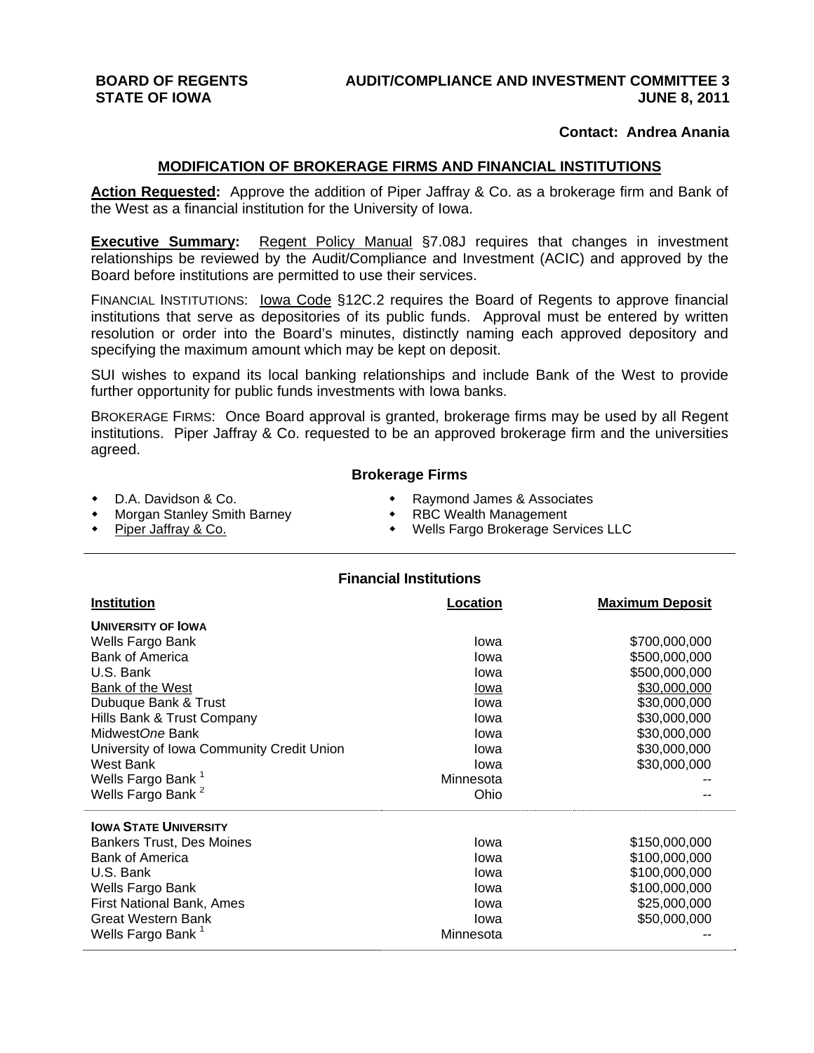**BOARD OF REGENTS**
**STATE OF IOWA**

**AUDIT/COMPLIANCE AND INVESTMENT COMMITTEE 3**
**JUNE 8, 2011**

**Contact: Andrea Anania**

## MODIFICATION OF BROKERAGE FIRMS AND FINANCIAL INSTITUTIONS

**Action Requested:** Approve the addition of Piper Jaffray & Co. as a brokerage firm and Bank of the West as a financial institution for the University of Iowa.

**Executive Summary:** Regent Policy Manual §7.08J requires that changes in investment relationships be reviewed by the Audit/Compliance and Investment (ACIC) and approved by the Board before institutions are permitted to use their services.

FINANCIAL INSTITUTIONS: Iowa Code §12C.2 requires the Board of Regents to approve financial institutions that serve as depositories of its public funds. Approval must be entered by written resolution or order into the Board's minutes, distinctly naming each approved depository and specifying the maximum amount which may be kept on deposit.

SUI wishes to expand its local banking relationships and include Bank of the West to provide further opportunity for public funds investments with Iowa banks.

BROKERAGE FIRMS: Once Board approval is granted, brokerage firms may be used by all Regent institutions. Piper Jaffray & Co. requested to be an approved brokerage firm and the universities agreed.

### Brokerage Firms

- D.A. Davidson & Co.
- Morgan Stanley Smith Barney
- Piper Jaffray & Co.
- Raymond James & Associates
- RBC Wealth Management
- Wells Fargo Brokerage Services LLC

### Financial Institutions

| Institution | Location | Maximum Deposit |
|---|---|---|
| **UNIVERSITY OF IOWA** | | |
| Wells Fargo Bank | Iowa | $700,000,000 |
| Bank of America | Iowa | $500,000,000 |
| U.S. Bank | Iowa | $500,000,000 |
| Bank of the West | Iowa | $30,000,000 |
| Dubuque Bank & Trust | Iowa | $30,000,000 |
| Hills Bank & Trust Company | Iowa | $30,000,000 |
| Midwest*One* Bank | Iowa | $30,000,000 |
| University of Iowa Community Credit Union | Iowa | $30,000,000 |
| West Bank | Iowa | $30,000,000 |
| Wells Fargo Bank [1] | Minnesota | -- |
| Wells Fargo Bank [2] | Ohio | -- |
| **IOWA STATE UNIVERSITY** | | |
| Bankers Trust, Des Moines | Iowa | $150,000,000 |
| Bank of America | Iowa | $100,000,000 |
| U.S. Bank | Iowa | $100,000,000 |
| Wells Fargo Bank | Iowa | $100,000,000 |
| First National Bank, Ames | Iowa | $25,000,000 |
| Great Western Bank | Iowa | $50,000,000 |
| Wells Fargo Bank [1] | Minnesota | -- |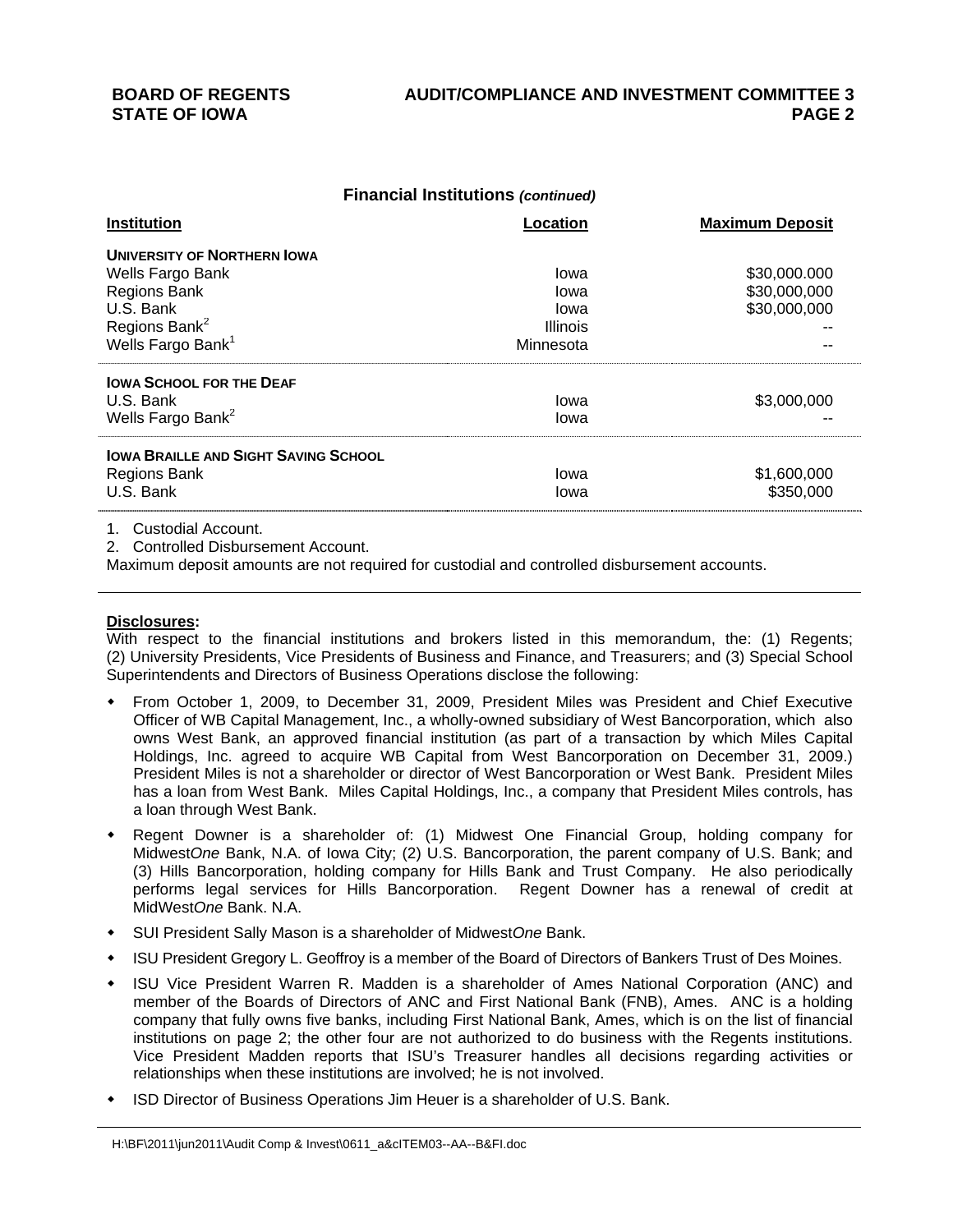**Financial Institutions *(continued)***

| Institution | Location | Maximum Deposit |
|---|---|---|
| **UNIVERSITY OF NORTHERN IOWA** | | |
| Wells Fargo Bank | Iowa | \$30,000.000 |
| Regions Bank | Iowa | \$30,000,000 |
| U.S. Bank | Iowa | \$30,000,000 |
| Regions Bank[2] | Illinois | -- |
| Wells Fargo Bank[1] | Minnesota | -- |
| **IOWA SCHOOL FOR THE DEAF** | | |
| U.S. Bank | Iowa | \$3,000,000 |
| Wells Fargo Bank[2] | Iowa | -- |
| **IOWA BRAILLE AND SIGHT SAVING SCHOOL** | | |
| Regions Bank | Iowa | \$1,600,000 |
| U.S. Bank | Iowa | \$350,000 |

1. Custodial Account.
2. Controlled Disbursement Account.

Maximum deposit amounts are not required for custodial and controlled disbursement accounts.

**Disclosures:**

With respect to the financial institutions and brokers listed in this memorandum, the: (1) Regents; (2) University Presidents, Vice Presidents of Business and Finance, and Treasurers; and (3) Special School Superintendents and Directors of Business Operations disclose the following:

- From October 1, 2009, to December 31, 2009, President Miles was President and Chief Executive Officer of WB Capital Management, Inc., a wholly-owned subsidiary of West Bancorporation, which also owns West Bank, an approved financial institution (as part of a transaction by which Miles Capital Holdings, Inc. agreed to acquire WB Capital from West Bancorporation on December 31, 2009.) President Miles is not a shareholder or director of West Bancorporation or West Bank. President Miles has a loan from West Bank. Miles Capital Holdings, Inc., a company that President Miles controls, has a loan through West Bank.
- Regent Downer is a shareholder of: (1) Midwest One Financial Group, holding company for Midwest*One* Bank, N.A. of Iowa City; (2) U.S. Bancorporation, the parent company of U.S. Bank; and (3) Hills Bancorporation, holding company for Hills Bank and Trust Company. He also periodically performs legal services for Hills Bancorporation. Regent Downer has a renewal of credit at MidWest*One* Bank. N.A.
- SUI President Sally Mason is a shareholder of Midwest*One* Bank.
- ISU President Gregory L. Geoffroy is a member of the Board of Directors of Bankers Trust of Des Moines.
- ISU Vice President Warren R. Madden is a shareholder of Ames National Corporation (ANC) and member of the Boards of Directors of ANC and First National Bank (FNB), Ames. ANC is a holding company that fully owns five banks, including First National Bank, Ames, which is on the list of financial institutions on page 2; the other four are not authorized to do business with the Regents institutions. Vice President Madden reports that ISU's Treasurer handles all decisions regarding activities or relationships when these institutions are involved; he is not involved.
- ISD Director of Business Operations Jim Heuer is a shareholder of U.S. Bank.